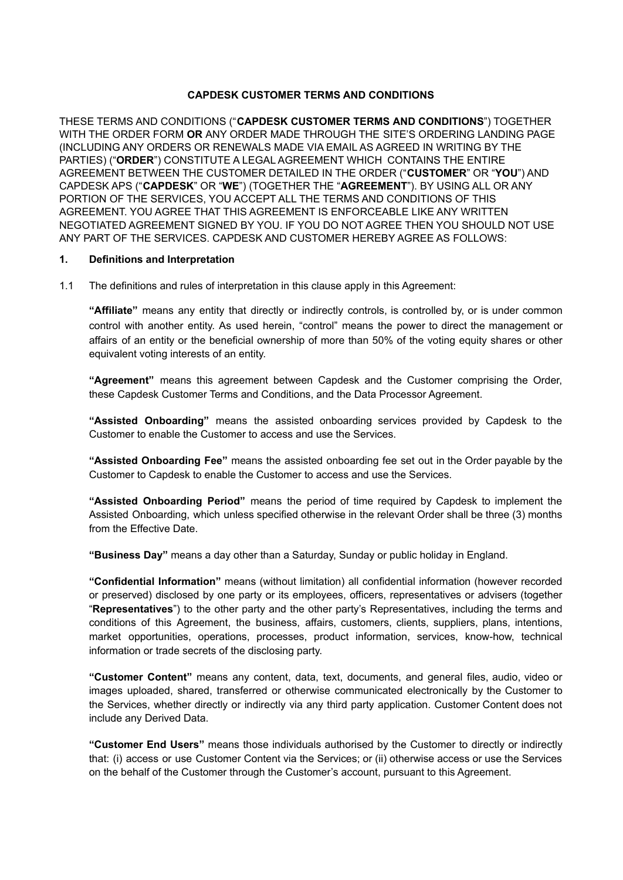# CAPDESK CUSTOMER TERMS AND CONDITIONS

THESE TERMS AND CONDITIONS ("**CAPDESK CUSTOMER TERMS AND CONDITIONS**") TOGETHER WITH THE ORDER FORM **OR** ANY ORDER MADE THROUGH THE SITE'S ORDERING LANDING PAGE (INCLUDING ANY ORDERS OR RENEWALS MADE VIA EMAIL AS AGREED IN WRITING BY THE PARTIES) ("**ORDER**") CONSTITUTE A LEGAL AGREEMENT WHICH CONTAINS THE ENTIRE AGREEMENT BETWEEN THE CUSTOMER DETAILED IN THE ORDER ("**CUSTOMER**" OR "**YOU**") AND CAPDESK APS ("**CAPDESK**" OR "**WE**") (TOGETHER THE "**AGREEMENT**"). BY USING ALL OR ANY PORTION OF THE SERVICES, YOU ACCEPT ALL THE TERMS AND CONDITIONS OF THIS AGREEMENT. YOU AGREE THAT THIS AGREEMENT IS ENFORCEABLE LIKE ANY WRITTEN NEGOTIATED AGREEMENT SIGNED BY YOU. IF YOU DO NOT AGREE THEN YOU SHOULD NOT USE ANY PART OF THE SERVICES. CAPDESK AND CUSTOMER HEREBY AGREE AS FOLLOWS:

## 1. Definitions and Interpretation

1.1 The definitions and rules of interpretation in this clause apply in this Agreement:

**"Affiliate"** means any entity that directly or indirectly controls, is controlled by, or is under common control with another entity. As used herein, "control" means the power to direct the management or affairs of an entity or the beneficial ownership of more than 50% of the voting equity shares or other equivalent voting interests of an entity.

**"Agreement"** means this agreement between Capdesk and the Customer comprising the Order, these Capdesk Customer Terms and Conditions, and the Data Processor Agreement.

**"Assisted Onboarding"** means the assisted onboarding services provided by Capdesk to the Customer to enable the Customer to access and use the Services.

**"Assisted Onboarding Fee"** means the assisted onboarding fee set out in the Order payable by the Customer to Capdesk to enable the Customer to access and use the Services.

**"Assisted Onboarding Period"** means the period of time required by Capdesk to implement the Assisted Onboarding, which unless specified otherwise in the relevant Order shall be three (3) months from the Effective Date.

**"Business Day"** means a day other than a Saturday, Sunday or public holiday in England.

**"Confidential Information"** means (without limitation) all confidential information (however recorded or preserved) disclosed by one party or its employees, officers, representatives or advisers (together "**Representatives**") to the other party and the other party's Representatives, including the terms and conditions of this Agreement, the business, affairs, customers, clients, suppliers, plans, intentions, market opportunities, operations, processes, product information, services, know-how, technical information or trade secrets of the disclosing party.

**"Customer Content"** means any content, data, text, documents, and general files, audio, video or images uploaded, shared, transferred or otherwise communicated electronically by the Customer to the Services, whether directly or indirectly via any third party application. Customer Content does not include any Derived Data.

**"Customer End Users"** means those individuals authorised by the Customer to directly or indirectly that: (i) access or use Customer Content via the Services; or (ii) otherwise access or use the Services on the behalf of the Customer through the Customer's account, pursuant to this Agreement.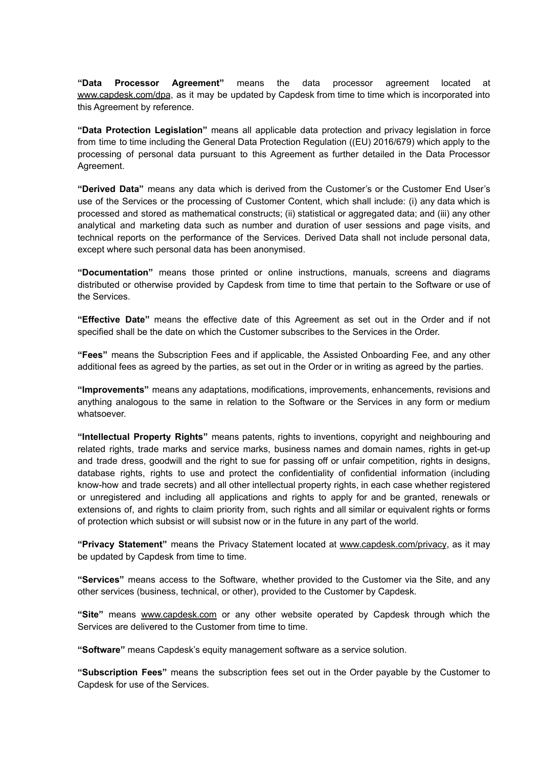**"Data Processor Agreement"** means the data processor agreement located at www.capdesk.com/dpa, as it may be updated by Capdesk from time to time which is incorporated into this Agreement by reference.

**"Data Protection Legislation"** means all applicable data protection and privacy legislation in force from time to time including the General Data Protection Regulation ((EU) 2016/679) which apply to the processing of personal data pursuant to this Agreement as further detailed in the Data Processor Agreement.

**"Derived Data"** means any data which is derived from the Customer's or the Customer End User's use of the Services or the processing of Customer Content, which shall include: (i) any data which is processed and stored as mathematical constructs; (ii) statistical or aggregated data; and (iii) any other analytical and marketing data such as number and duration of user sessions and page visits, and technical reports on the performance of the Services. Derived Data shall not include personal data, except where such personal data has been anonymised.

**"Documentation"** means those printed or online instructions, manuals, screens and diagrams distributed or otherwise provided by Capdesk from time to time that pertain to the Software or use of the Services.

**"Effective Date"** means the effective date of this Agreement as set out in the Order and if not specified shall be the date on which the Customer subscribes to the Services in the Order.

**"Fees"** means the Subscription Fees and if applicable, the Assisted Onboarding Fee, and any other additional fees as agreed by the parties, as set out in the Order or in writing as agreed by the parties.

**"Improvements"** means any adaptations, modifications, improvements, enhancements, revisions and anything analogous to the same in relation to the Software or the Services in any form or medium whatsoever.

**"Intellectual Property Rights"** means patents, rights to inventions, copyright and neighbouring and related rights, trade marks and service marks, business names and domain names, rights in get-up and trade dress, goodwill and the right to sue for passing off or unfair competition, rights in designs, database rights, rights to use and protect the confidentiality of confidential information (including know-how and trade secrets) and all other intellectual property rights, in each case whether registered or unregistered and including all applications and rights to apply for and be granted, renewals or extensions of, and rights to claim priority from, such rights and all similar or equivalent rights or forms of protection which subsist or will subsist now or in the future in any part of the world.

**"Privacy Statement"** means the Privacy Statement located at www.capdesk.com/privacy, as it may be updated by Capdesk from time to time.

**"Services"** means access to the Software, whether provided to the Customer via the Site, and any other services (business, technical, or other), provided to the Customer by Capdesk.

**"Site"** means www.capdesk.com or any other website operated by Capdesk through which the Services are delivered to the Customer from time to time.

**"Software"** means Capdesk's equity management software as a service solution.

**"Subscription Fees"** means the subscription fees set out in the Order payable by the Customer to Capdesk for use of the Services.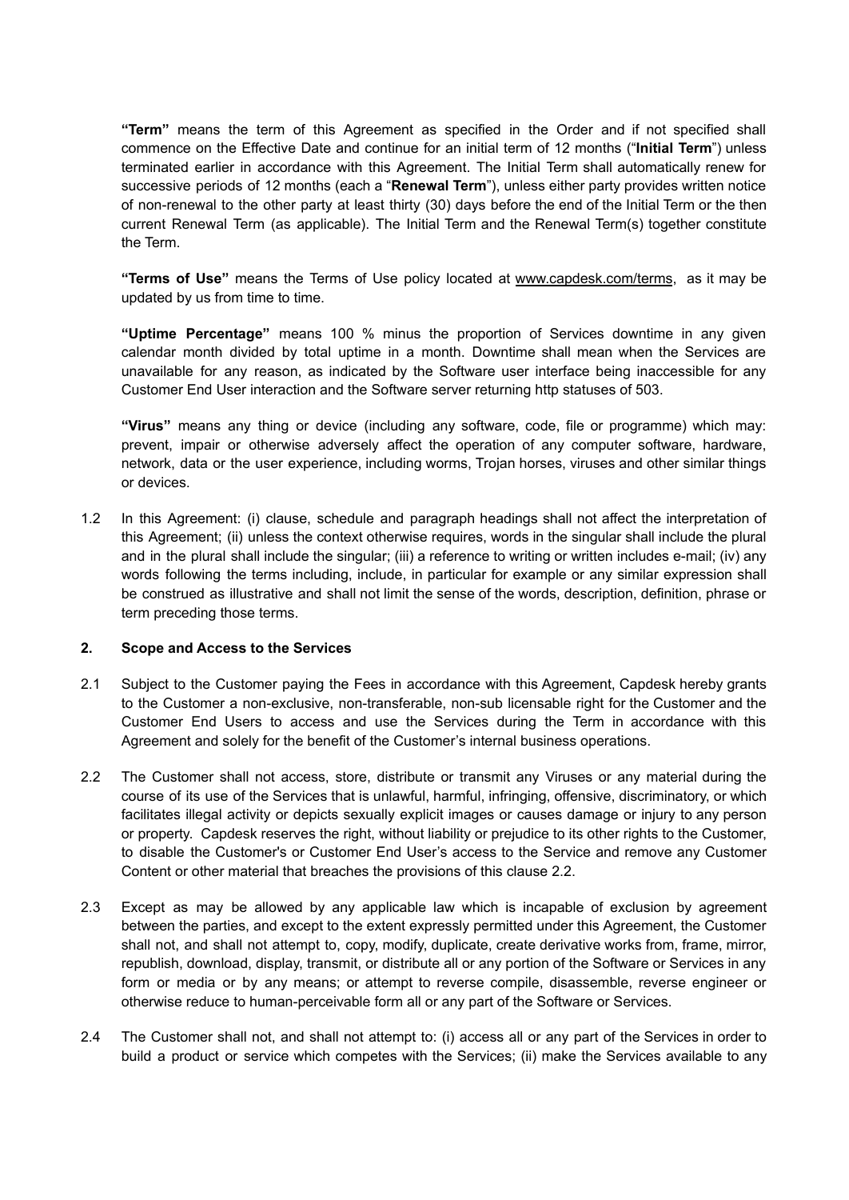**"Term"** means the term of this Agreement as specified in the Order and if not specified shall commence on the Effective Date and continue for an initial term of 12 months ("**Initial Term**") unless terminated earlier in accordance with this Agreement. The Initial Term shall automatically renew for successive periods of 12 months (each a "**Renewal Term**"), unless either party provides written notice of non-renewal to the other party at least thirty (30) days before the end of the Initial Term or the then current Renewal Term (as applicable). The Initial Term and the Renewal Term(s) together constitute the Term.

**"Terms of Use"** means the Terms of Use policy located at www.capdesk.com/terms, as it may be updated by us from time to time.

**"Uptime Percentage"** means 100 % minus the proportion of Services downtime in any given calendar month divided by total uptime in a month. Downtime shall mean when the Services are unavailable for any reason, as indicated by the Software user interface being inaccessible for any Customer End User interaction and the Software server returning http statuses of 503.

**"Virus"** means any thing or device (including any software, code, file or programme) which may: prevent, impair or otherwise adversely affect the operation of any computer software, hardware, network, data or the user experience, including worms, Trojan horses, viruses and other similar things or devices.

1.2 In this Agreement: (i) clause, schedule and paragraph headings shall not affect the interpretation of this Agreement; (ii) unless the context otherwise requires, words in the singular shall include the plural and in the plural shall include the singular; (iii) a reference to writing or written includes e-mail; (iv) any words following the terms including, include, in particular for example or any similar expression shall be construed as illustrative and shall not limit the sense of the words, description, definition, phrase or term preceding those terms.

## 2. Scope and Access to the Services

2.1 Subject to the Customer paying the Fees in accordance with this Agreement, Capdesk hereby grants to the Customer a non-exclusive, non-transferable, non-sub licensable right for the Customer and the Customer End Users to access and use the Services during the Term in accordance with this Agreement and solely for the benefit of the Customer's internal business operations.

2.2 The Customer shall not access, store, distribute or transmit any Viruses or any material during the course of its use of the Services that is unlawful, harmful, infringing, offensive, discriminatory, or which facilitates illegal activity or depicts sexually explicit images or causes damage or injury to any person or property. Capdesk reserves the right, without liability or prejudice to its other rights to the Customer, to disable the Customer's or Customer End User's access to the Service and remove any Customer Content or other material that breaches the provisions of this clause 2.2.

2.3 Except as may be allowed by any applicable law which is incapable of exclusion by agreement between the parties, and except to the extent expressly permitted under this Agreement, the Customer shall not, and shall not attempt to, copy, modify, duplicate, create derivative works from, frame, mirror, republish, download, display, transmit, or distribute all or any portion of the Software or Services in any form or media or by any means; or attempt to reverse compile, disassemble, reverse engineer or otherwise reduce to human-perceivable form all or any part of the Software or Services.

2.4 The Customer shall not, and shall not attempt to: (i) access all or any part of the Services in order to build a product or service which competes with the Services; (ii) make the Services available to any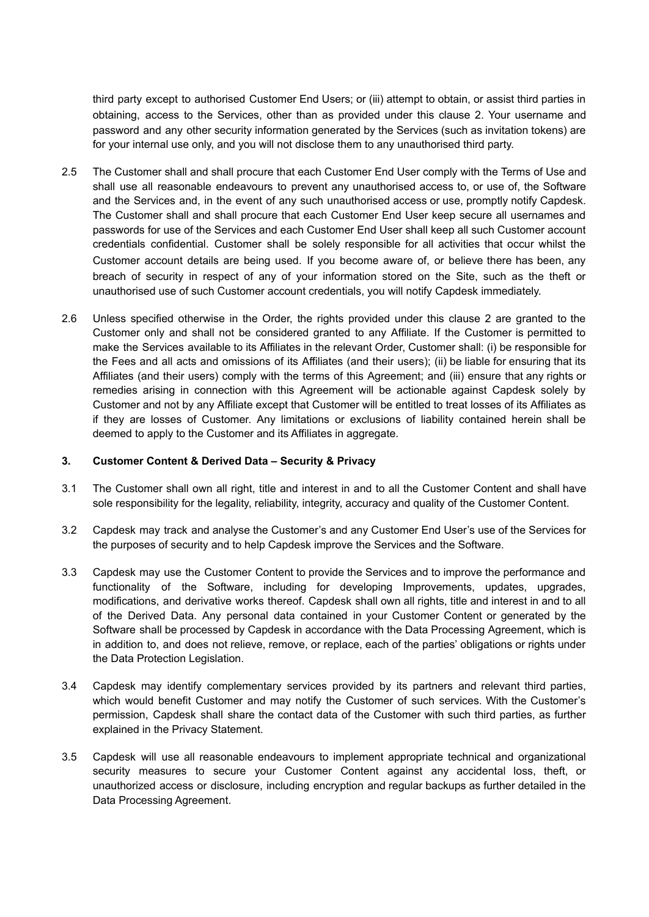third party except to authorised Customer End Users; or (iii) attempt to obtain, or assist third parties in obtaining, access to the Services, other than as provided under this clause 2. Your username and password and any other security information generated by the Services (such as invitation tokens) are for your internal use only, and you will not disclose them to any unauthorised third party.

2.5 The Customer shall and shall procure that each Customer End User comply with the Terms of Use and shall use all reasonable endeavours to prevent any unauthorised access to, or use of, the Software and the Services and, in the event of any such unauthorised access or use, promptly notify Capdesk. The Customer shall and shall procure that each Customer End User keep secure all usernames and passwords for use of the Services and each Customer End User shall keep all such Customer account credentials confidential. Customer shall be solely responsible for all activities that occur whilst the Customer account details are being used. If you become aware of, or believe there has been, any breach of security in respect of any of your information stored on the Site, such as the theft or unauthorised use of such Customer account credentials, you will notify Capdesk immediately.

2.6 Unless specified otherwise in the Order, the rights provided under this clause 2 are granted to the Customer only and shall not be considered granted to any Affiliate. If the Customer is permitted to make the Services available to its Affiliates in the relevant Order, Customer shall: (i) be responsible for the Fees and all acts and omissions of its Affiliates (and their users); (ii) be liable for ensuring that its Affiliates (and their users) comply with the terms of this Agreement; and (iii) ensure that any rights or remedies arising in connection with this Agreement will be actionable against Capdesk solely by Customer and not by any Affiliate except that Customer will be entitled to treat losses of its Affiliates as if they are losses of Customer. Any limitations or exclusions of liability contained herein shall be deemed to apply to the Customer and its Affiliates in aggregate.

### 3. Customer Content & Derived Data – Security & Privacy

3.1 The Customer shall own all right, title and interest in and to all the Customer Content and shall have sole responsibility for the legality, reliability, integrity, accuracy and quality of the Customer Content.

3.2 Capdesk may track and analyse the Customer's and any Customer End User's use of the Services for the purposes of security and to help Capdesk improve the Services and the Software.

3.3 Capdesk may use the Customer Content to provide the Services and to improve the performance and functionality of the Software, including for developing Improvements, updates, upgrades, modifications, and derivative works thereof. Capdesk shall own all rights, title and interest in and to all of the Derived Data. Any personal data contained in your Customer Content or generated by the Software shall be processed by Capdesk in accordance with the Data Processing Agreement, which is in addition to, and does not relieve, remove, or replace, each of the parties' obligations or rights under the Data Protection Legislation.

3.4 Capdesk may identify complementary services provided by its partners and relevant third parties, which would benefit Customer and may notify the Customer of such services. With the Customer's permission, Capdesk shall share the contact data of the Customer with such third parties, as further explained in the Privacy Statement.

3.5 Capdesk will use all reasonable endeavours to implement appropriate technical and organizational security measures to secure your Customer Content against any accidental loss, theft, or unauthorized access or disclosure, including encryption and regular backups as further detailed in the Data Processing Agreement.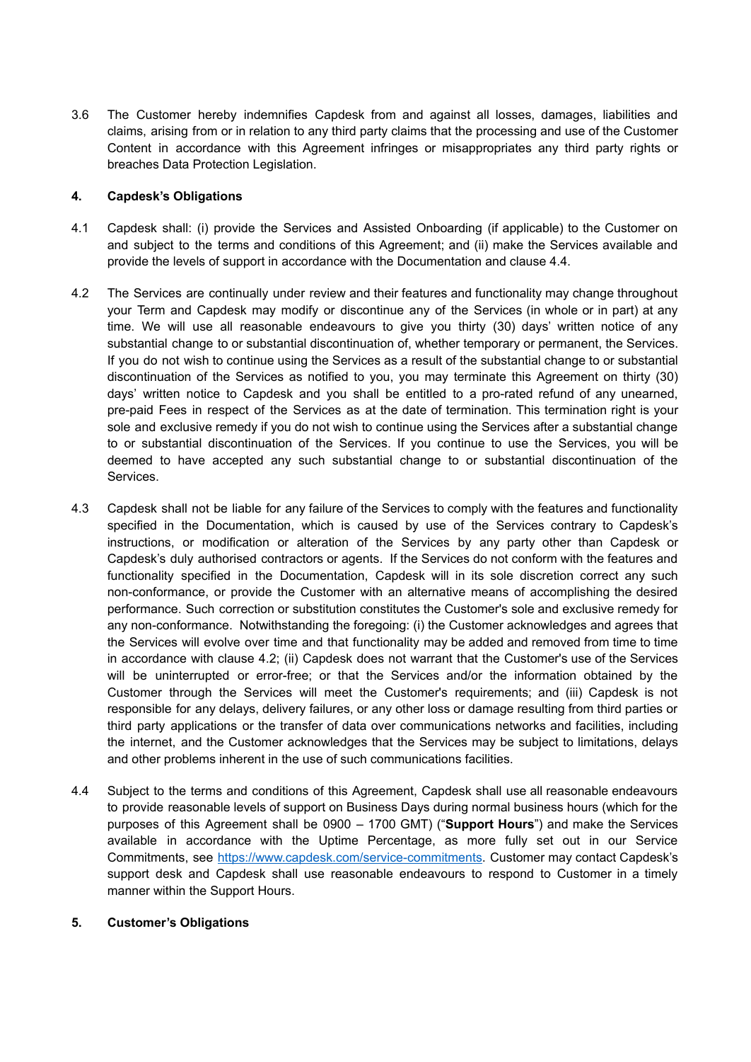3.6 The Customer hereby indemnifies Capdesk from and against all losses, damages, liabilities and claims, arising from or in relation to any third party claims that the processing and use of the Customer Content in accordance with this Agreement infringes or misappropriates any third party rights or breaches Data Protection Legislation.

**4. Capdesk's Obligations**

4.1 Capdesk shall: (i) provide the Services and Assisted Onboarding (if applicable) to the Customer on and subject to the terms and conditions of this Agreement; and (ii) make the Services available and provide the levels of support in accordance with the Documentation and clause 4.4.

4.2 The Services are continually under review and their features and functionality may change throughout your Term and Capdesk may modify or discontinue any of the Services (in whole or in part) at any time. We will use all reasonable endeavours to give you thirty (30) days' written notice of any substantial change to or substantial discontinuation of, whether temporary or permanent, the Services. If you do not wish to continue using the Services as a result of the substantial change to or substantial discontinuation of the Services as notified to you, you may terminate this Agreement on thirty (30) days' written notice to Capdesk and you shall be entitled to a pro-rated refund of any unearned, pre-paid Fees in respect of the Services as at the date of termination. This termination right is your sole and exclusive remedy if you do not wish to continue using the Services after a substantial change to or substantial discontinuation of the Services. If you continue to use the Services, you will be deemed to have accepted any such substantial change to or substantial discontinuation of the Services.

4.3 Capdesk shall not be liable for any failure of the Services to comply with the features and functionality specified in the Documentation, which is caused by use of the Services contrary to Capdesk's instructions, or modification or alteration of the Services by any party other than Capdesk or Capdesk's duly authorised contractors or agents. If the Services do not conform with the features and functionality specified in the Documentation, Capdesk will in its sole discretion correct any such non-conformance, or provide the Customer with an alternative means of accomplishing the desired performance. Such correction or substitution constitutes the Customer's sole and exclusive remedy for any non-conformance. Notwithstanding the foregoing: (i) the Customer acknowledges and agrees that the Services will evolve over time and that functionality may be added and removed from time to time in accordance with clause 4.2; (ii) Capdesk does not warrant that the Customer's use of the Services will be uninterrupted or error-free; or that the Services and/or the information obtained by the Customer through the Services will meet the Customer's requirements; and (iii) Capdesk is not responsible for any delays, delivery failures, or any other loss or damage resulting from third parties or third party applications or the transfer of data over communications networks and facilities, including the internet, and the Customer acknowledges that the Services may be subject to limitations, delays and other problems inherent in the use of such communications facilities.

4.4 Subject to the terms and conditions of this Agreement, Capdesk shall use all reasonable endeavours to provide reasonable levels of support on Business Days during normal business hours (which for the purposes of this Agreement shall be 0900 – 1700 GMT) ("**Support Hours**") and make the Services available in accordance with the Uptime Percentage, as more fully set out in our Service Commitments, see [https://www.capdesk.com/service-commitments](https://www.capdesk.com/service-commitments). Customer may contact Capdesk's support desk and Capdesk shall use reasonable endeavours to respond to Customer in a timely manner within the Support Hours.

**5. Customer's Obligations**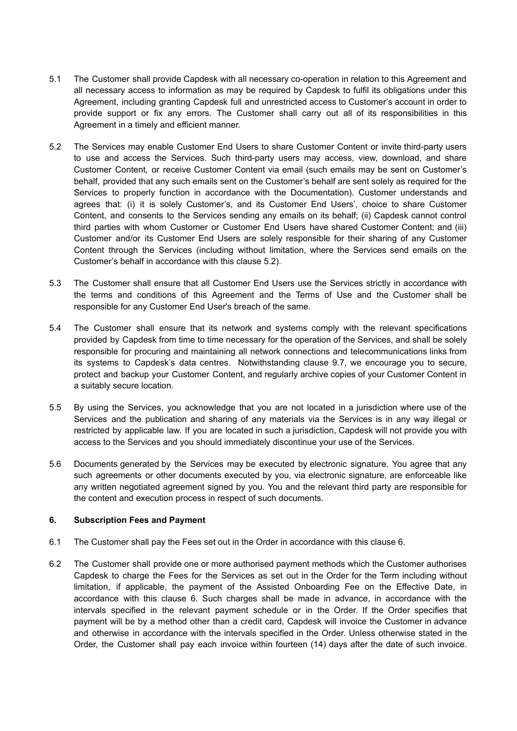5.1 The Customer shall provide Capdesk with all necessary co-operation in relation to this Agreement and all necessary access to information as may be required by Capdesk to fulfil its obligations under this Agreement, including granting Capdesk full and unrestricted access to Customer's account in order to provide support or fix any errors. The Customer shall carry out all of its responsibilities in this Agreement in a timely and efficient manner.

5.2 The Services may enable Customer End Users to share Customer Content or invite third-party users to use and access the Services. Such third-party users may access, view, download, and share Customer Content, or receive Customer Content via email (such emails may be sent on Customer's behalf, provided that any such emails sent on the Customer's behalf are sent solely as required for the Services to properly function in accordance with the Documentation). Customer understands and agrees that: (i) it is solely Customer's, and its Customer End Users', choice to share Customer Content, and consents to the Services sending any emails on its behalf; (ii) Capdesk cannot control third parties with whom Customer or Customer End Users have shared Customer Content; and (iii) Customer and/or its Customer End Users are solely responsible for their sharing of any Customer Content through the Services (including without limitation, where the Services send emails on the Customer's behalf in accordance with this clause 5.2).

5.3 The Customer shall ensure that all Customer End Users use the Services strictly in accordance with the terms and conditions of this Agreement and the Terms of Use and the Customer shall be responsible for any Customer End User's breach of the same.

5.4 The Customer shall ensure that its network and systems comply with the relevant specifications provided by Capdesk from time to time necessary for the operation of the Services, and shall be solely responsible for procuring and maintaining all network connections and telecommunications links from its systems to Capdesk's data centres. Notwithstanding clause 9.7, we encourage you to secure, protect and backup your Customer Content, and regularly archive copies of your Customer Content in a suitably secure location.

5.5 By using the Services, you acknowledge that you are not located in a jurisdiction where use of the Services and the publication and sharing of any materials via the Services is in any way illegal or restricted by applicable law. If you are located in such a jurisdiction, Capdesk will not provide you with access to the Services and you should immediately discontinue your use of the Services.

5.6 Documents generated by the Services may be executed by electronic signature. You agree that any such agreements or other documents executed by you, via electronic signature, are enforceable like any written negotiated agreement signed by you. You and the relevant third party are responsible for the content and execution process in respect of such documents.

## 6. Subscription Fees and Payment

6.1 The Customer shall pay the Fees set out in the Order in accordance with this clause 6.

6.2 The Customer shall provide one or more authorised payment methods which the Customer authorises Capdesk to charge the Fees for the Services as set out in the Order for the Term including without limitation, if applicable, the payment of the Assisted Onboarding Fee on the Effective Date, in accordance with this clause 6. Such charges shall be made in advance, in accordance with the intervals specified in the relevant payment schedule or in the Order. If the Order specifies that payment will be by a method other than a credit card, Capdesk will invoice the Customer in advance and otherwise in accordance with the intervals specified in the Order. Unless otherwise stated in the Order, the Customer shall pay each invoice within fourteen (14) days after the date of such invoice.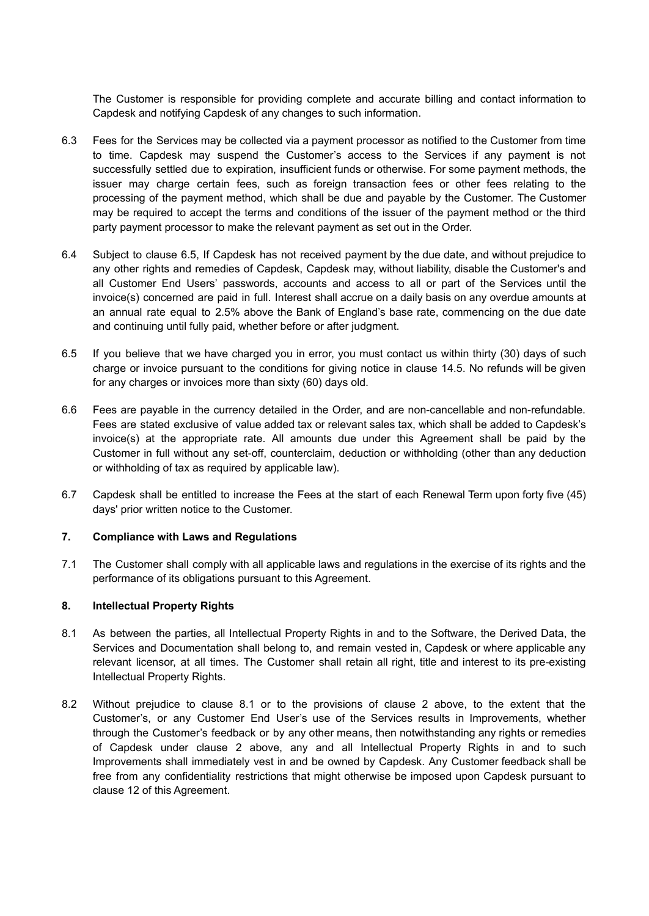The Customer is responsible for providing complete and accurate billing and contact information to Capdesk and notifying Capdesk of any changes to such information.

6.3 Fees for the Services may be collected via a payment processor as notified to the Customer from time to time. Capdesk may suspend the Customer's access to the Services if any payment is not successfully settled due to expiration, insufficient funds or otherwise. For some payment methods, the issuer may charge certain fees, such as foreign transaction fees or other fees relating to the processing of the payment method, which shall be due and payable by the Customer. The Customer may be required to accept the terms and conditions of the issuer of the payment method or the third party payment processor to make the relevant payment as set out in the Order.

6.4 Subject to clause 6.5, If Capdesk has not received payment by the due date, and without prejudice to any other rights and remedies of Capdesk, Capdesk may, without liability, disable the Customer's and all Customer End Users' passwords, accounts and access to all or part of the Services until the invoice(s) concerned are paid in full. Interest shall accrue on a daily basis on any overdue amounts at an annual rate equal to 2.5% above the Bank of England's base rate, commencing on the due date and continuing until fully paid, whether before or after judgment.

6.5 If you believe that we have charged you in error, you must contact us within thirty (30) days of such charge or invoice pursuant to the conditions for giving notice in clause 14.5. No refunds will be given for any charges or invoices more than sixty (60) days old.

6.6 Fees are payable in the currency detailed in the Order, and are non-cancellable and non-refundable. Fees are stated exclusive of value added tax or relevant sales tax, which shall be added to Capdesk's invoice(s) at the appropriate rate. All amounts due under this Agreement shall be paid by the Customer in full without any set-off, counterclaim, deduction or withholding (other than any deduction or withholding of tax as required by applicable law).

6.7 Capdesk shall be entitled to increase the Fees at the start of each Renewal Term upon forty five (45) days' prior written notice to the Customer.

## 7. Compliance with Laws and Regulations

7.1 The Customer shall comply with all applicable laws and regulations in the exercise of its rights and the performance of its obligations pursuant to this Agreement.

## 8. Intellectual Property Rights

8.1 As between the parties, all Intellectual Property Rights in and to the Software, the Derived Data, the Services and Documentation shall belong to, and remain vested in, Capdesk or where applicable any relevant licensor, at all times. The Customer shall retain all right, title and interest to its pre-existing Intellectual Property Rights.

8.2 Without prejudice to clause 8.1 or to the provisions of clause 2 above, to the extent that the Customer's, or any Customer End User's use of the Services results in Improvements, whether through the Customer's feedback or by any other means, then notwithstanding any rights or remedies of Capdesk under clause 2 above, any and all Intellectual Property Rights in and to such Improvements shall immediately vest in and be owned by Capdesk. Any Customer feedback shall be free from any confidentiality restrictions that might otherwise be imposed upon Capdesk pursuant to clause 12 of this Agreement.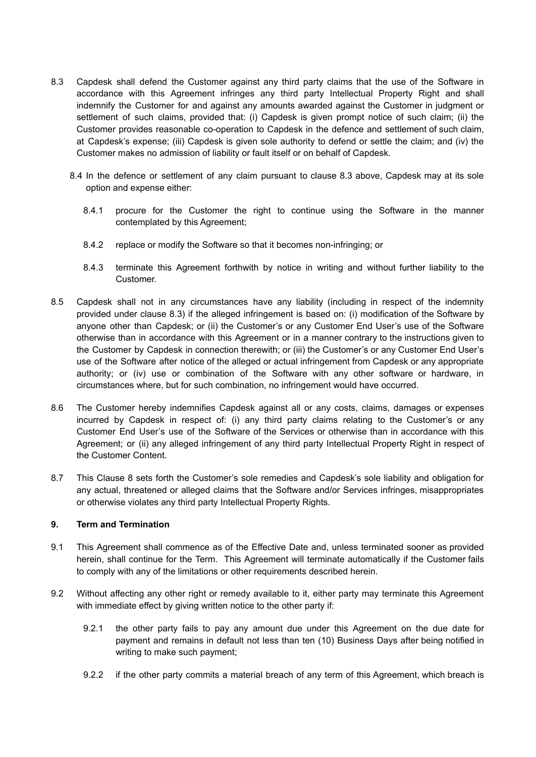8.3 Capdesk shall defend the Customer against any third party claims that the use of the Software in accordance with this Agreement infringes any third party Intellectual Property Right and shall indemnify the Customer for and against any amounts awarded against the Customer in judgment or settlement of such claims, provided that: (i) Capdesk is given prompt notice of such claim; (ii) the Customer provides reasonable co-operation to Capdesk in the defence and settlement of such claim, at Capdesk's expense; (iii) Capdesk is given sole authority to defend or settle the claim; and (iv) the Customer makes no admission of liability or fault itself or on behalf of Capdesk.

8.4 In the defence or settlement of any claim pursuant to clause 8.3 above, Capdesk may at its sole option and expense either:

8.4.1 procure for the Customer the right to continue using the Software in the manner contemplated by this Agreement;

8.4.2 replace or modify the Software so that it becomes non-infringing; or

8.4.3 terminate this Agreement forthwith by notice in writing and without further liability to the Customer.

8.5 Capdesk shall not in any circumstances have any liability (including in respect of the indemnity provided under clause 8.3) if the alleged infringement is based on: (i) modification of the Software by anyone other than Capdesk; or (ii) the Customer's or any Customer End User's use of the Software otherwise than in accordance with this Agreement or in a manner contrary to the instructions given to the Customer by Capdesk in connection therewith; or (iii) the Customer's or any Customer End User's use of the Software after notice of the alleged or actual infringement from Capdesk or any appropriate authority; or (iv) use or combination of the Software with any other software or hardware, in circumstances where, but for such combination, no infringement would have occurred.

8.6 The Customer hereby indemnifies Capdesk against all or any costs, claims, damages or expenses incurred by Capdesk in respect of: (i) any third party claims relating to the Customer's or any Customer End User's use of the Software of the Services or otherwise than in accordance with this Agreement; or (ii) any alleged infringement of any third party Intellectual Property Right in respect of the Customer Content.

8.7 This Clause 8 sets forth the Customer's sole remedies and Capdesk's sole liability and obligation for any actual, threatened or alleged claims that the Software and/or Services infringes, misappropriates or otherwise violates any third party Intellectual Property Rights.

## 9. Term and Termination

9.1 This Agreement shall commence as of the Effective Date and, unless terminated sooner as provided herein, shall continue for the Term. This Agreement will terminate automatically if the Customer fails to comply with any of the limitations or other requirements described herein.

9.2 Without affecting any other right or remedy available to it, either party may terminate this Agreement with immediate effect by giving written notice to the other party if:

9.2.1 the other party fails to pay any amount due under this Agreement on the due date for payment and remains in default not less than ten (10) Business Days after being notified in writing to make such payment;

9.2.2 if the other party commits a material breach of any term of this Agreement, which breach is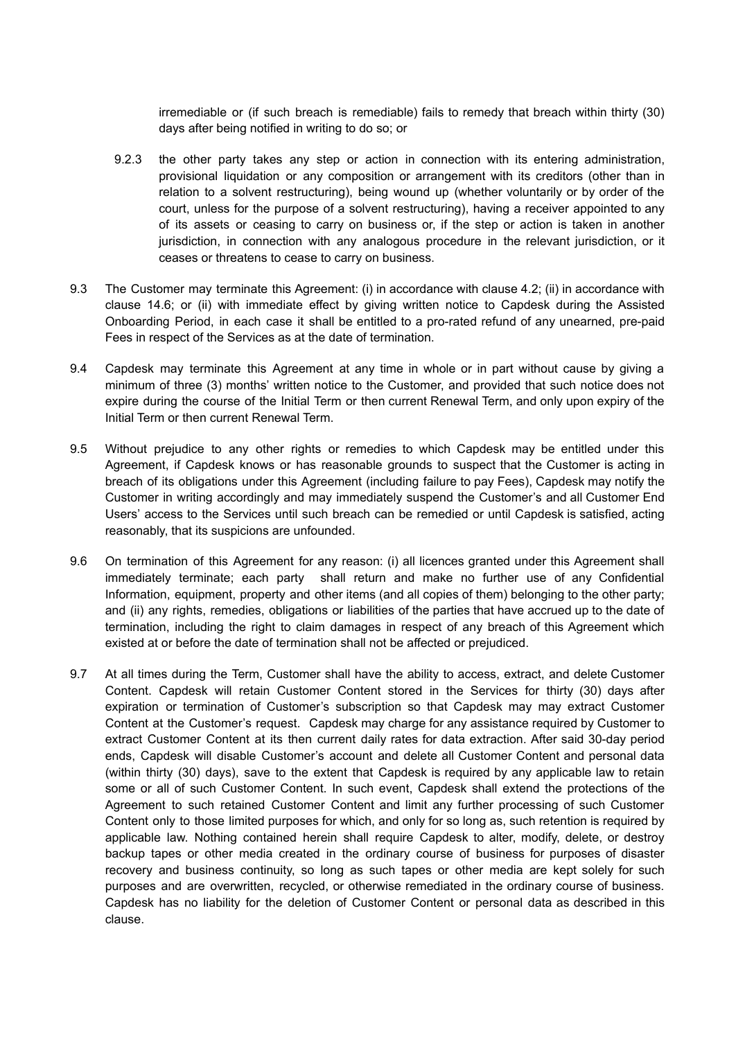irremediable or (if such breach is remediable) fails to remedy that breach within thirty (30) days after being notified in writing to do so; or

9.2.3 the other party takes any step or action in connection with its entering administration, provisional liquidation or any composition or arrangement with its creditors (other than in relation to a solvent restructuring), being wound up (whether voluntarily or by order of the court, unless for the purpose of a solvent restructuring), having a receiver appointed to any of its assets or ceasing to carry on business or, if the step or action is taken in another jurisdiction, in connection with any analogous procedure in the relevant jurisdiction, or it ceases or threatens to cease to carry on business.

9.3 The Customer may terminate this Agreement: (i) in accordance with clause 4.2; (ii) in accordance with clause 14.6; or (ii) with immediate effect by giving written notice to Capdesk during the Assisted Onboarding Period, in each case it shall be entitled to a pro-rated refund of any unearned, pre-paid Fees in respect of the Services as at the date of termination.

9.4 Capdesk may terminate this Agreement at any time in whole or in part without cause by giving a minimum of three (3) months' written notice to the Customer, and provided that such notice does not expire during the course of the Initial Term or then current Renewal Term, and only upon expiry of the Initial Term or then current Renewal Term.

9.5 Without prejudice to any other rights or remedies to which Capdesk may be entitled under this Agreement, if Capdesk knows or has reasonable grounds to suspect that the Customer is acting in breach of its obligations under this Agreement (including failure to pay Fees), Capdesk may notify the Customer in writing accordingly and may immediately suspend the Customer's and all Customer End Users' access to the Services until such breach can be remedied or until Capdesk is satisfied, acting reasonably, that its suspicions are unfounded.

9.6 On termination of this Agreement for any reason: (i) all licences granted under this Agreement shall immediately terminate; each party shall return and make no further use of any Confidential Information, equipment, property and other items (and all copies of them) belonging to the other party; and (ii) any rights, remedies, obligations or liabilities of the parties that have accrued up to the date of termination, including the right to claim damages in respect of any breach of this Agreement which existed at or before the date of termination shall not be affected or prejudiced.

9.7 At all times during the Term, Customer shall have the ability to access, extract, and delete Customer Content. Capdesk will retain Customer Content stored in the Services for thirty (30) days after expiration or termination of Customer's subscription so that Capdesk may may extract Customer Content at the Customer's request. Capdesk may charge for any assistance required by Customer to extract Customer Content at its then current daily rates for data extraction. After said 30-day period ends, Capdesk will disable Customer's account and delete all Customer Content and personal data (within thirty (30) days), save to the extent that Capdesk is required by any applicable law to retain some or all of such Customer Content. In such event, Capdesk shall extend the protections of the Agreement to such retained Customer Content and limit any further processing of such Customer Content only to those limited purposes for which, and only for so long as, such retention is required by applicable law. Nothing contained herein shall require Capdesk to alter, modify, delete, or destroy backup tapes or other media created in the ordinary course of business for purposes of disaster recovery and business continuity, so long as such tapes or other media are kept solely for such purposes and are overwritten, recycled, or otherwise remediated in the ordinary course of business. Capdesk has no liability for the deletion of Customer Content or personal data as described in this clause.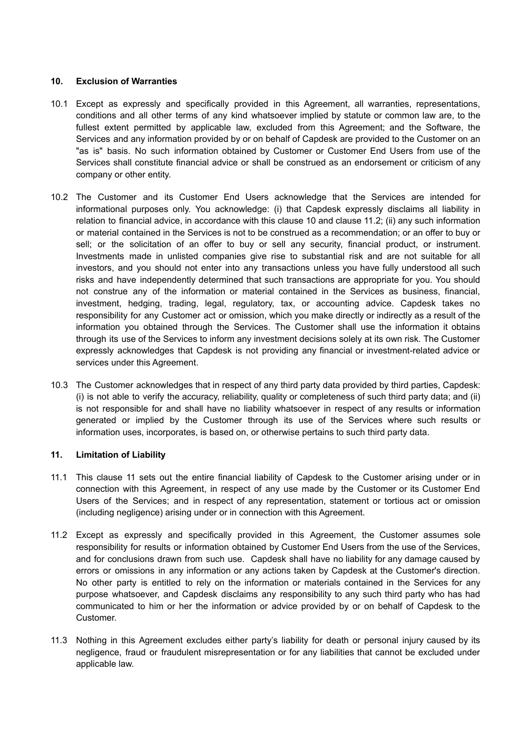**10. Exclusion of Warranties**

10.1 Except as expressly and specifically provided in this Agreement, all warranties, representations, conditions and all other terms of any kind whatsoever implied by statute or common law are, to the fullest extent permitted by applicable law, excluded from this Agreement; and the Software, the Services and any information provided by or on behalf of Capdesk are provided to the Customer on an "as is" basis. No such information obtained by Customer or Customer End Users from use of the Services shall constitute financial advice or shall be construed as an endorsement or criticism of any company or other entity.

10.2 The Customer and its Customer End Users acknowledge that the Services are intended for informational purposes only. You acknowledge: (i) that Capdesk expressly disclaims all liability in relation to financial advice, in accordance with this clause 10 and clause 11.2; (ii) any such information or material contained in the Services is not to be construed as a recommendation; or an offer to buy or sell; or the solicitation of an offer to buy or sell any security, financial product, or instrument. Investments made in unlisted companies give rise to substantial risk and are not suitable for all investors, and you should not enter into any transactions unless you have fully understood all such risks and have independently determined that such transactions are appropriate for you. You should not construe any of the information or material contained in the Services as business, financial, investment, hedging, trading, legal, regulatory, tax, or accounting advice. Capdesk takes no responsibility for any Customer act or omission, which you make directly or indirectly as a result of the information you obtained through the Services. The Customer shall use the information it obtains through its use of the Services to inform any investment decisions solely at its own risk. The Customer expressly acknowledges that Capdesk is not providing any financial or investment-related advice or services under this Agreement.

10.3 The Customer acknowledges that in respect of any third party data provided by third parties, Capdesk: (i) is not able to verify the accuracy, reliability, quality or completeness of such third party data; and (ii) is not responsible for and shall have no liability whatsoever in respect of any results or information generated or implied by the Customer through its use of the Services where such results or information uses, incorporates, is based on, or otherwise pertains to such third party data.

**11. Limitation of Liability**

11.1 This clause 11 sets out the entire financial liability of Capdesk to the Customer arising under or in connection with this Agreement, in respect of any use made by the Customer or its Customer End Users of the Services; and in respect of any representation, statement or tortious act or omission (including negligence) arising under or in connection with this Agreement.

11.2 Except as expressly and specifically provided in this Agreement, the Customer assumes sole responsibility for results or information obtained by Customer End Users from the use of the Services, and for conclusions drawn from such use. Capdesk shall have no liability for any damage caused by errors or omissions in any information or any actions taken by Capdesk at the Customer's direction. No other party is entitled to rely on the information or materials contained in the Services for any purpose whatsoever, and Capdesk disclaims any responsibility to any such third party who has had communicated to him or her the information or advice provided by or on behalf of Capdesk to the Customer.

11.3 Nothing in this Agreement excludes either party's liability for death or personal injury caused by its negligence, fraud or fraudulent misrepresentation or for any liabilities that cannot be excluded under applicable law.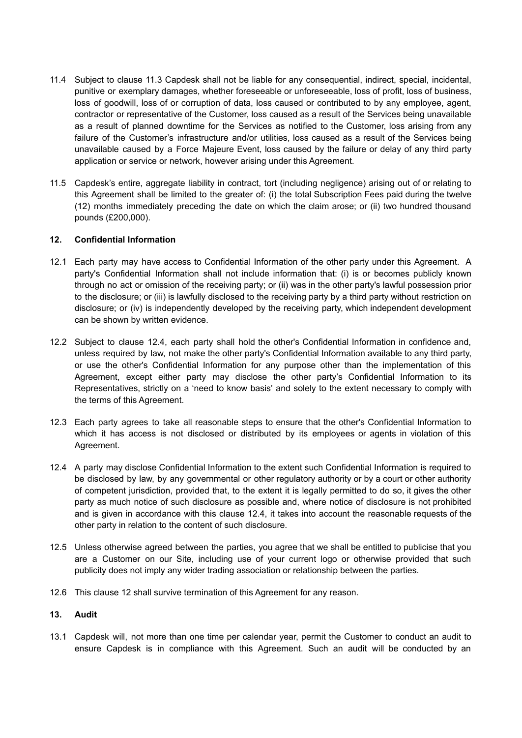11.4 Subject to clause 11.3 Capdesk shall not be liable for any consequential, indirect, special, incidental, punitive or exemplary damages, whether foreseeable or unforeseeable, loss of profit, loss of business, loss of goodwill, loss of or corruption of data, loss caused or contributed to by any employee, agent, contractor or representative of the Customer, loss caused as a result of the Services being unavailable as a result of planned downtime for the Services as notified to the Customer, loss arising from any failure of the Customer's infrastructure and/or utilities, loss caused as a result of the Services being unavailable caused by a Force Majeure Event, loss caused by the failure or delay of any third party application or service or network, however arising under this Agreement.

11.5 Capdesk's entire, aggregate liability in contract, tort (including negligence) arising out of or relating to this Agreement shall be limited to the greater of: (i) the total Subscription Fees paid during the twelve (12) months immediately preceding the date on which the claim arose; or (ii) two hundred thousand pounds (£200,000).

**12. Confidential Information**

12.1 Each party may have access to Confidential Information of the other party under this Agreement. A party's Confidential Information shall not include information that: (i) is or becomes publicly known through no act or omission of the receiving party; or (ii) was in the other party's lawful possession prior to the disclosure; or (iii) is lawfully disclosed to the receiving party by a third party without restriction on disclosure; or (iv) is independently developed by the receiving party, which independent development can be shown by written evidence.

12.2 Subject to clause 12.4, each party shall hold the other's Confidential Information in confidence and, unless required by law, not make the other party's Confidential Information available to any third party, or use the other's Confidential Information for any purpose other than the implementation of this Agreement, except either party may disclose the other party's Confidential Information to its Representatives, strictly on a 'need to know basis' and solely to the extent necessary to comply with the terms of this Agreement.

12.3 Each party agrees to take all reasonable steps to ensure that the other's Confidential Information to which it has access is not disclosed or distributed by its employees or agents in violation of this Agreement.

12.4 A party may disclose Confidential Information to the extent such Confidential Information is required to be disclosed by law, by any governmental or other regulatory authority or by a court or other authority of competent jurisdiction, provided that, to the extent it is legally permitted to do so, it gives the other party as much notice of such disclosure as possible and, where notice of disclosure is not prohibited and is given in accordance with this clause 12.4, it takes into account the reasonable requests of the other party in relation to the content of such disclosure.

12.5 Unless otherwise agreed between the parties, you agree that we shall be entitled to publicise that you are a Customer on our Site, including use of your current logo or otherwise provided that such publicity does not imply any wider trading association or relationship between the parties.

12.6 This clause 12 shall survive termination of this Agreement for any reason.

**13. Audit**

13.1 Capdesk will, not more than one time per calendar year, permit the Customer to conduct an audit to ensure Capdesk is in compliance with this Agreement. Such an audit will be conducted by an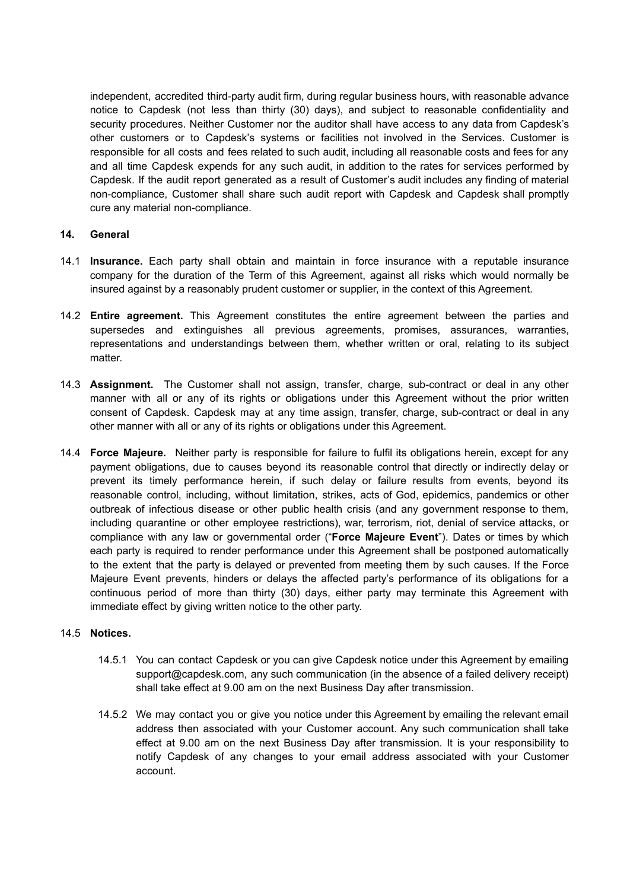independent, accredited third-party audit firm, during regular business hours, with reasonable advance notice to Capdesk (not less than thirty (30) days), and subject to reasonable confidentiality and security procedures. Neither Customer nor the auditor shall have access to any data from Capdesk's other customers or to Capdesk's systems or facilities not involved in the Services. Customer is responsible for all costs and fees related to such audit, including all reasonable costs and fees for any and all time Capdesk expends for any such audit, in addition to the rates for services performed by Capdesk. If the audit report generated as a result of Customer's audit includes any finding of material non-compliance, Customer shall share such audit report with Capdesk and Capdesk shall promptly cure any material non-compliance.

## 14. General

14.1 **Insurance.** Each party shall obtain and maintain in force insurance with a reputable insurance company for the duration of the Term of this Agreement, against all risks which would normally be insured against by a reasonably prudent customer or supplier, in the context of this Agreement.

14.2 **Entire agreement.** This Agreement constitutes the entire agreement between the parties and supersedes and extinguishes all previous agreements, promises, assurances, warranties, representations and understandings between them, whether written or oral, relating to its subject matter.

14.3 **Assignment.** The Customer shall not assign, transfer, charge, sub-contract or deal in any other manner with all or any of its rights or obligations under this Agreement without the prior written consent of Capdesk. Capdesk may at any time assign, transfer, charge, sub-contract or deal in any other manner with all or any of its rights or obligations under this Agreement.

14.4 **Force Majeure.** Neither party is responsible for failure to fulfil its obligations herein, except for any payment obligations, due to causes beyond its reasonable control that directly or indirectly delay or prevent its timely performance herein, if such delay or failure results from events, beyond its reasonable control, including, without limitation, strikes, acts of God, epidemics, pandemics or other outbreak of infectious disease or other public health crisis (and any government response to them, including quarantine or other employee restrictions), war, terrorism, riot, denial of service attacks, or compliance with any law or governmental order ("**Force Majeure Event**"). Dates or times by which each party is required to render performance under this Agreement shall be postponed automatically to the extent that the party is delayed or prevented from meeting them by such causes. If the Force Majeure Event prevents, hinders or delays the affected party's performance of its obligations for a continuous period of more than thirty (30) days, either party may terminate this Agreement with immediate effect by giving written notice to the other party.

14.5 **Notices.**

14.5.1 You can contact Capdesk or you can give Capdesk notice under this Agreement by emailing support@capdesk.com, any such communication (in the absence of a failed delivery receipt) shall take effect at 9.00 am on the next Business Day after transmission.

14.5.2 We may contact you or give you notice under this Agreement by emailing the relevant email address then associated with your Customer account. Any such communication shall take effect at 9.00 am on the next Business Day after transmission. It is your responsibility to notify Capdesk of any changes to your email address associated with your Customer account.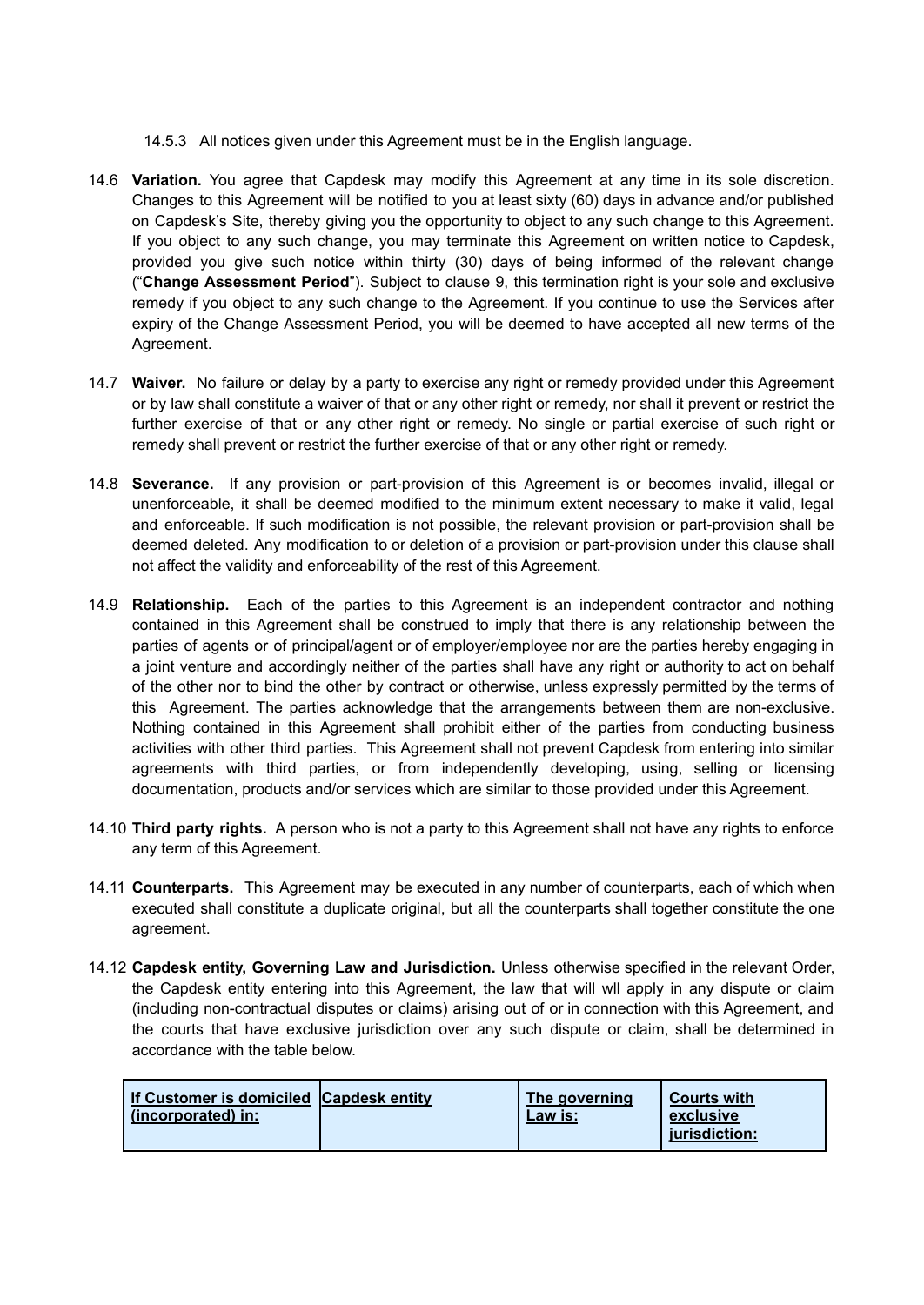14.5.3 All notices given under this Agreement must be in the English language.

14.6 **Variation.** You agree that Capdesk may modify this Agreement at any time in its sole discretion. Changes to this Agreement will be notified to you at least sixty (60) days in advance and/or published on Capdesk's Site, thereby giving you the opportunity to object to any such change to this Agreement. If you object to any such change, you may terminate this Agreement on written notice to Capdesk, provided you give such notice within thirty (30) days of being informed of the relevant change ("**Change Assessment Period**"). Subject to clause 9, this termination right is your sole and exclusive remedy if you object to any such change to the Agreement. If you continue to use the Services after expiry of the Change Assessment Period, you will be deemed to have accepted all new terms of the Agreement.

14.7 **Waiver.** No failure or delay by a party to exercise any right or remedy provided under this Agreement or by law shall constitute a waiver of that or any other right or remedy, nor shall it prevent or restrict the further exercise of that or any other right or remedy. No single or partial exercise of such right or remedy shall prevent or restrict the further exercise of that or any other right or remedy.

14.8 **Severance.** If any provision or part-provision of this Agreement is or becomes invalid, illegal or unenforceable, it shall be deemed modified to the minimum extent necessary to make it valid, legal and enforceable. If such modification is not possible, the relevant provision or part-provision shall be deemed deleted. Any modification to or deletion of a provision or part-provision under this clause shall not affect the validity and enforceability of the rest of this Agreement.

14.9 **Relationship.** Each of the parties to this Agreement is an independent contractor and nothing contained in this Agreement shall be construed to imply that there is any relationship between the parties of agents or of principal/agent or of employer/employee nor are the parties hereby engaging in a joint venture and accordingly neither of the parties shall have any right or authority to act on behalf of the other nor to bind the other by contract or otherwise, unless expressly permitted by the terms of this Agreement. The parties acknowledge that the arrangements between them are non-exclusive. Nothing contained in this Agreement shall prohibit either of the parties from conducting business activities with other third parties. This Agreement shall not prevent Capdesk from entering into similar agreements with third parties, or from independently developing, using, selling or licensing documentation, products and/or services which are similar to those provided under this Agreement.

14.10 **Third party rights.** A person who is not a party to this Agreement shall not have any rights to enforce any term of this Agreement.

14.11 **Counterparts.** This Agreement may be executed in any number of counterparts, each of which when executed shall constitute a duplicate original, but all the counterparts shall together constitute the one agreement.

14.12 **Capdesk entity, Governing Law and Jurisdiction.** Unless otherwise specified in the relevant Order, the Capdesk entity entering into this Agreement, the law that will wll apply in any dispute or claim (including non-contractual disputes or claims) arising out of or in connection with this Agreement, and the courts that have exclusive jurisdiction over any such dispute or claim, shall be determined in accordance with the table below.

| **If Customer is domiciled (incorporated) in:** | **Capdesk entity** | **The governing Law is:** | **Courts with exclusive jurisdiction:** |
|---|---|---|---|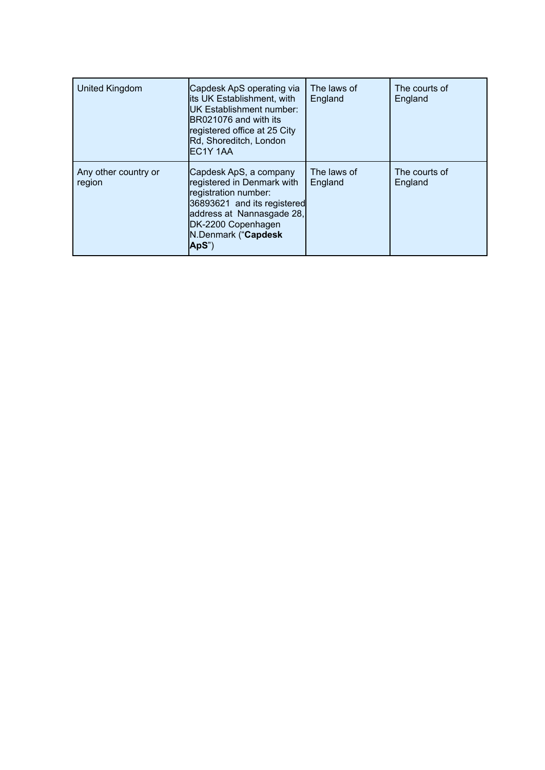| | | | |
|---|---|---|---|
| United Kingdom | Capdesk ApS operating via its UK Establishment, with UK Establishment number: BR021076 and with its registered office at 25 City Rd, Shoreditch, London EC1Y 1AA | The laws of England | The courts of England |
| Any other country or region | Capdesk ApS, a company registered in Denmark with registration number: 36893621 and its registered address at Nannasgade 28, DK-2200 Copenhagen N.Denmark ("**Capdesk ApS**") | The laws of England | The courts of England |